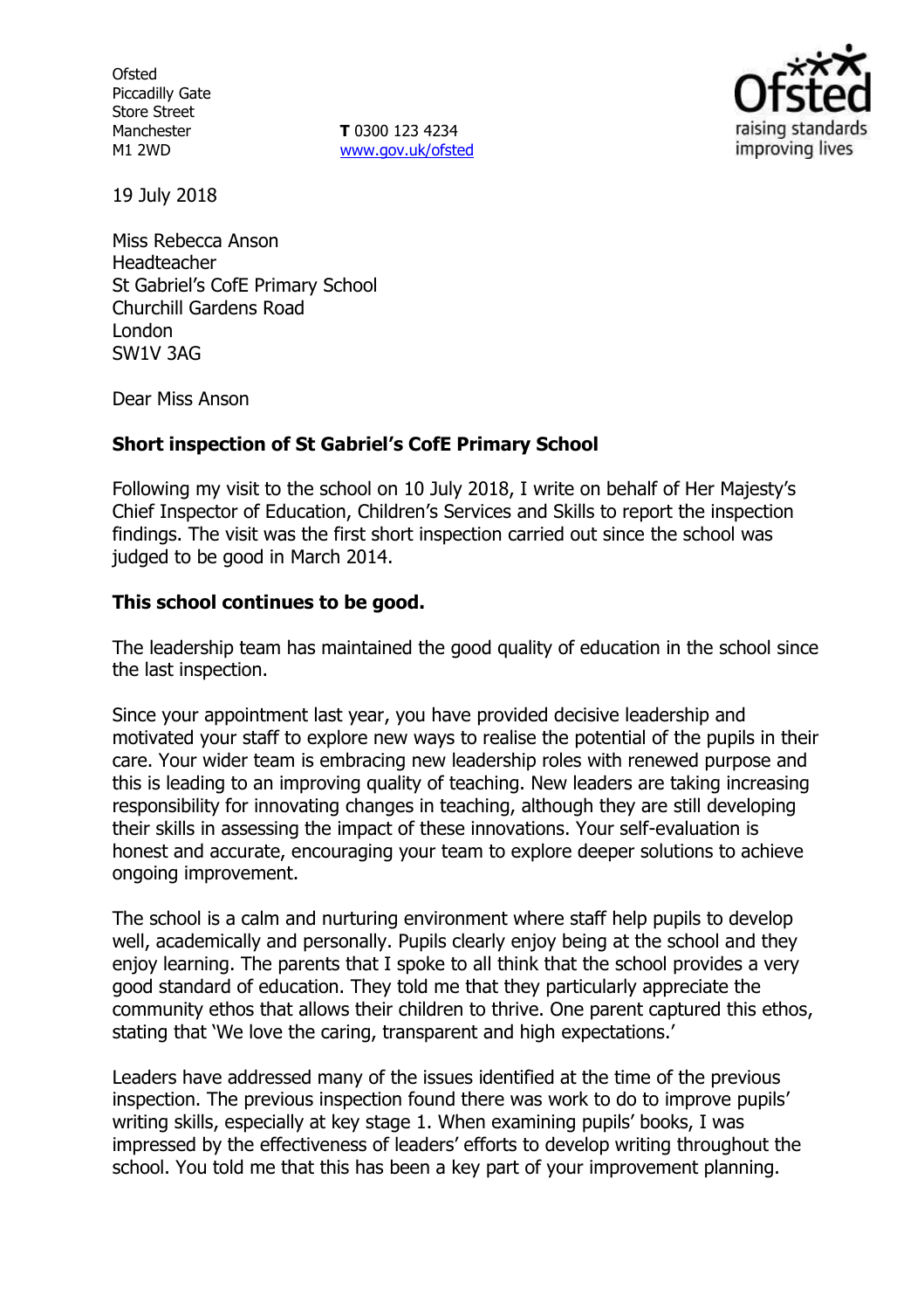Ofsted
Piccadilly Gate
Store Street
Manchester
M1 2WD

**T** 0300 123 4234
www.gov.uk/ofsted

19 July 2018

Miss Rebecca Anson
Headteacher
St Gabriel's CofE Primary School
Churchill Gardens Road
London
SW1V 3AG

Dear Miss Anson

**Short inspection of St Gabriel's CofE Primary School**

Following my visit to the school on 10 July 2018, I write on behalf of Her Majesty's Chief Inspector of Education, Children's Services and Skills to report the inspection findings. The visit was the first short inspection carried out since the school was judged to be good in March 2014.

**This school continues to be good.**

The leadership team has maintained the good quality of education in the school since the last inspection.

Since your appointment last year, you have provided decisive leadership and motivated your staff to explore new ways to realise the potential of the pupils in their care. Your wider team is embracing new leadership roles with renewed purpose and this is leading to an improving quality of teaching. New leaders are taking increasing responsibility for innovating changes in teaching, although they are still developing their skills in assessing the impact of these innovations. Your self-evaluation is honest and accurate, encouraging your team to explore deeper solutions to achieve ongoing improvement.

The school is a calm and nurturing environment where staff help pupils to develop well, academically and personally. Pupils clearly enjoy being at the school and they enjoy learning. The parents that I spoke to all think that the school provides a very good standard of education. They told me that they particularly appreciate the community ethos that allows their children to thrive. One parent captured this ethos, stating that 'We love the caring, transparent and high expectations.'

Leaders have addressed many of the issues identified at the time of the previous inspection. The previous inspection found there was work to do to improve pupils' writing skills, especially at key stage 1. When examining pupils' books, I was impressed by the effectiveness of leaders' efforts to develop writing throughout the school. You told me that this has been a key part of your improvement planning.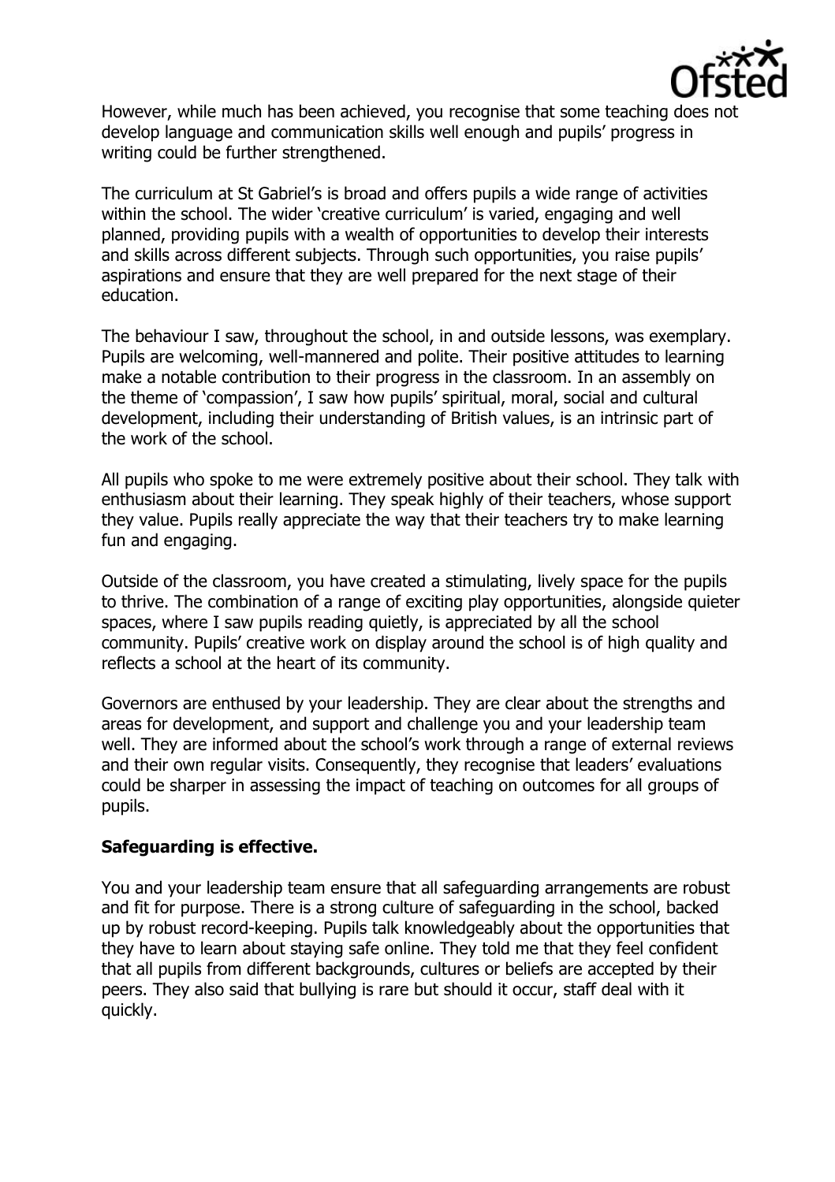However, while much has been achieved, you recognise that some teaching does not develop language and communication skills well enough and pupils' progress in writing could be further strengthened.

The curriculum at St Gabriel's is broad and offers pupils a wide range of activities within the school. The wider 'creative curriculum' is varied, engaging and well planned, providing pupils with a wealth of opportunities to develop their interests and skills across different subjects. Through such opportunities, you raise pupils' aspirations and ensure that they are well prepared for the next stage of their education.

The behaviour I saw, throughout the school, in and outside lessons, was exemplary. Pupils are welcoming, well-mannered and polite. Their positive attitudes to learning make a notable contribution to their progress in the classroom. In an assembly on the theme of 'compassion', I saw how pupils' spiritual, moral, social and cultural development, including their understanding of British values, is an intrinsic part of the work of the school.

All pupils who spoke to me were extremely positive about their school. They talk with enthusiasm about their learning. They speak highly of their teachers, whose support they value. Pupils really appreciate the way that their teachers try to make learning fun and engaging.

Outside of the classroom, you have created a stimulating, lively space for the pupils to thrive. The combination of a range of exciting play opportunities, alongside quieter spaces, where I saw pupils reading quietly, is appreciated by all the school community. Pupils' creative work on display around the school is of high quality and reflects a school at the heart of its community.

Governors are enthused by your leadership. They are clear about the strengths and areas for development, and support and challenge you and your leadership team well. They are informed about the school's work through a range of external reviews and their own regular visits. Consequently, they recognise that leaders' evaluations could be sharper in assessing the impact of teaching on outcomes for all groups of pupils.

**Safeguarding is effective.**

You and your leadership team ensure that all safeguarding arrangements are robust and fit for purpose. There is a strong culture of safeguarding in the school, backed up by robust record-keeping. Pupils talk knowledgeably about the opportunities that they have to learn about staying safe online. They told me that they feel confident that all pupils from different backgrounds, cultures or beliefs are accepted by their peers. They also said that bullying is rare but should it occur, staff deal with it quickly.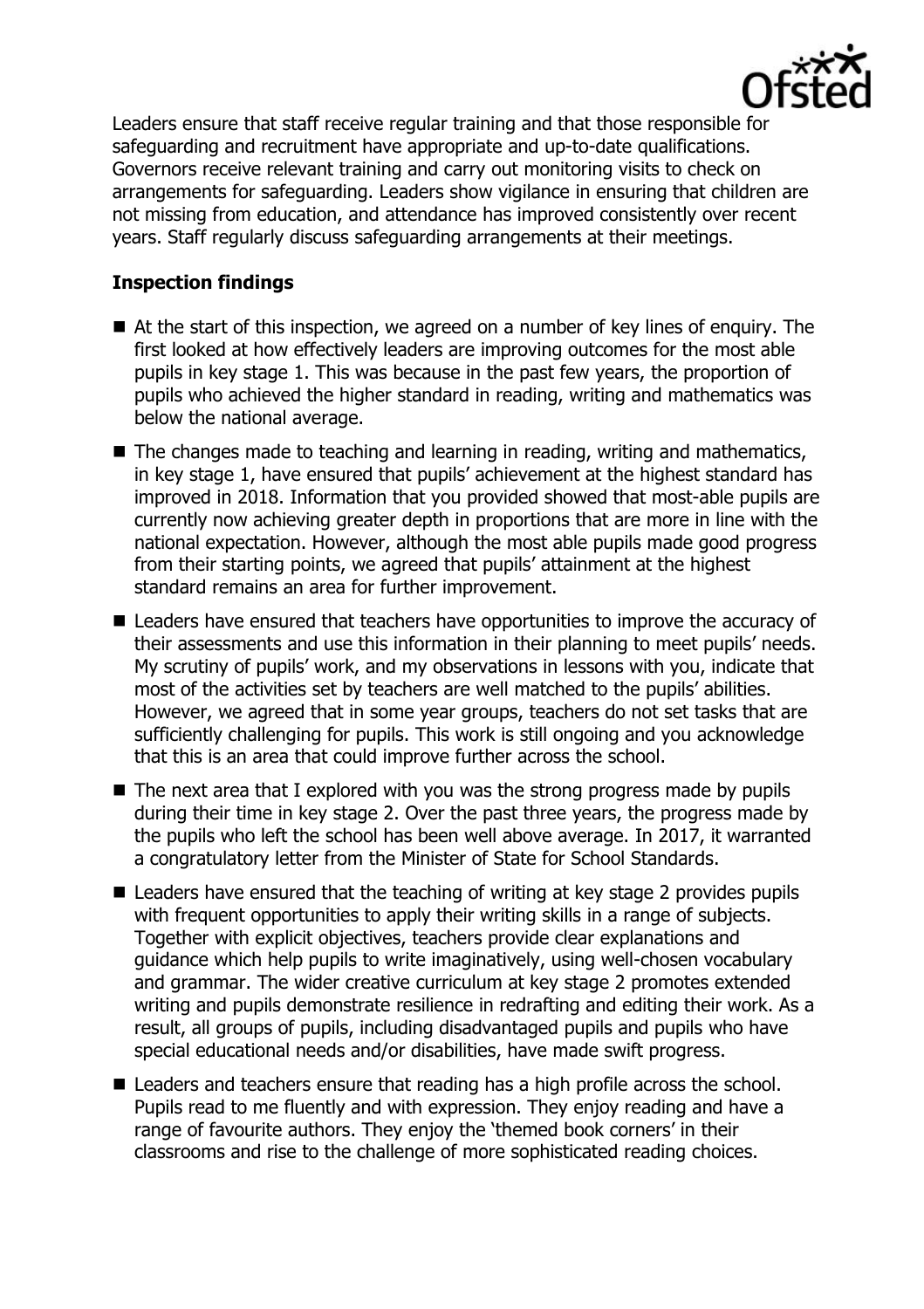Leaders ensure that staff receive regular training and that those responsible for safeguarding and recruitment have appropriate and up-to-date qualifications. Governors receive relevant training and carry out monitoring visits to check on arrangements for safeguarding. Leaders show vigilance in ensuring that children are not missing from education, and attendance has improved consistently over recent years. Staff regularly discuss safeguarding arrangements at their meetings.

## Inspection findings

- At the start of this inspection, we agreed on a number of key lines of enquiry. The first looked at how effectively leaders are improving outcomes for the most able pupils in key stage 1. This was because in the past few years, the proportion of pupils who achieved the higher standard in reading, writing and mathematics was below the national average.
- The changes made to teaching and learning in reading, writing and mathematics, in key stage 1, have ensured that pupils' achievement at the highest standard has improved in 2018. Information that you provided showed that most-able pupils are currently now achieving greater depth in proportions that are more in line with the national expectation. However, although the most able pupils made good progress from their starting points, we agreed that pupils' attainment at the highest standard remains an area for further improvement.
- Leaders have ensured that teachers have opportunities to improve the accuracy of their assessments and use this information in their planning to meet pupils' needs. My scrutiny of pupils' work, and my observations in lessons with you, indicate that most of the activities set by teachers are well matched to the pupils' abilities. However, we agreed that in some year groups, teachers do not set tasks that are sufficiently challenging for pupils. This work is still ongoing and you acknowledge that this is an area that could improve further across the school.
- The next area that I explored with you was the strong progress made by pupils during their time in key stage 2. Over the past three years, the progress made by the pupils who left the school has been well above average. In 2017, it warranted a congratulatory letter from the Minister of State for School Standards.
- Leaders have ensured that the teaching of writing at key stage 2 provides pupils with frequent opportunities to apply their writing skills in a range of subjects. Together with explicit objectives, teachers provide clear explanations and guidance which help pupils to write imaginatively, using well-chosen vocabulary and grammar. The wider creative curriculum at key stage 2 promotes extended writing and pupils demonstrate resilience in redrafting and editing their work. As a result, all groups of pupils, including disadvantaged pupils and pupils who have special educational needs and/or disabilities, have made swift progress.
- Leaders and teachers ensure that reading has a high profile across the school. Pupils read to me fluently and with expression. They enjoy reading and have a range of favourite authors. They enjoy the 'themed book corners' in their classrooms and rise to the challenge of more sophisticated reading choices.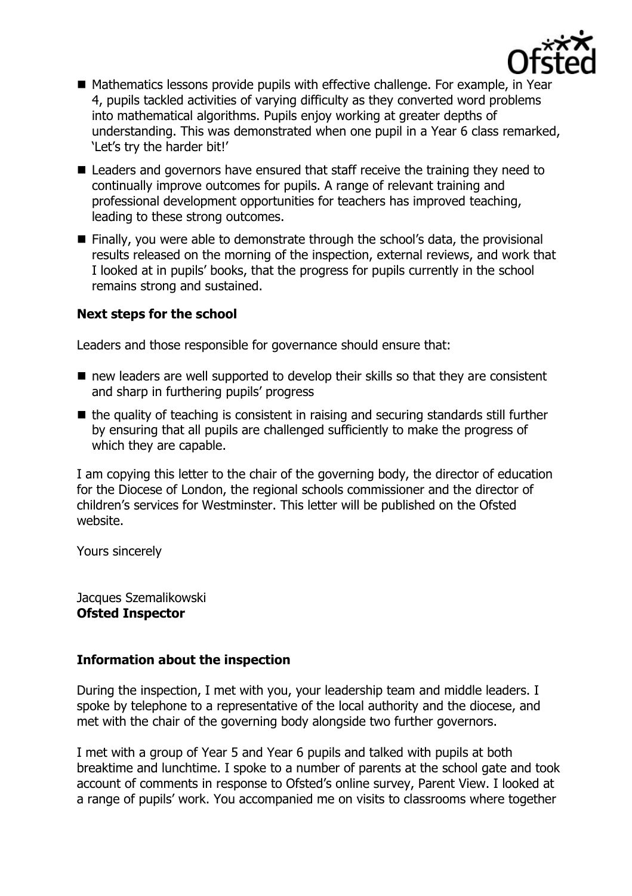- Mathematics lessons provide pupils with effective challenge. For example, in Year 4, pupils tackled activities of varying difficulty as they converted word problems into mathematical algorithms. Pupils enjoy working at greater depths of understanding. This was demonstrated when one pupil in a Year 6 class remarked, 'Let's try the harder bit!'
- Leaders and governors have ensured that staff receive the training they need to continually improve outcomes for pupils. A range of relevant training and professional development opportunities for teachers has improved teaching, leading to these strong outcomes.
- Finally, you were able to demonstrate through the school's data, the provisional results released on the morning of the inspection, external reviews, and work that I looked at in pupils' books, that the progress for pupils currently in the school remains strong and sustained.

**Next steps for the school**

Leaders and those responsible for governance should ensure that:

- new leaders are well supported to develop their skills so that they are consistent and sharp in furthering pupils' progress
- the quality of teaching is consistent in raising and securing standards still further by ensuring that all pupils are challenged sufficiently to make the progress of which they are capable.

I am copying this letter to the chair of the governing body, the director of education for the Diocese of London, the regional schools commissioner and the director of children's services for Westminster. This letter will be published on the Ofsted website.

Yours sincerely

Jacques Szemalikowski
**Ofsted Inspector**

**Information about the inspection**

During the inspection, I met with you, your leadership team and middle leaders. I spoke by telephone to a representative of the local authority and the diocese, and met with the chair of the governing body alongside two further governors.

I met with a group of Year 5 and Year 6 pupils and talked with pupils at both breaktime and lunchtime. I spoke to a number of parents at the school gate and took account of comments in response to Ofsted's online survey, Parent View. I looked at a range of pupils' work. You accompanied me on visits to classrooms where together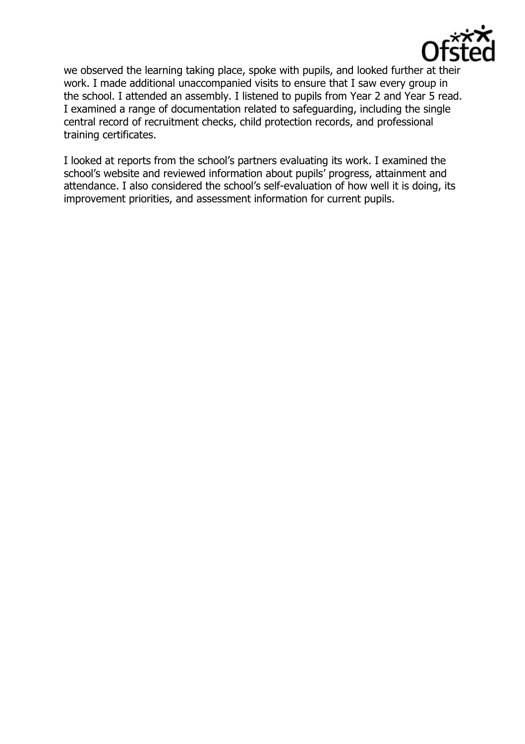we observed the learning taking place, spoke with pupils, and looked further at their work. I made additional unaccompanied visits to ensure that I saw every group in the school. I attended an assembly. I listened to pupils from Year 2 and Year 5 read. I examined a range of documentation related to safeguarding, including the single central record of recruitment checks, child protection records, and professional training certificates.

I looked at reports from the school's partners evaluating its work. I examined the school's website and reviewed information about pupils' progress, attainment and attendance. I also considered the school's self-evaluation of how well it is doing, its improvement priorities, and assessment information for current pupils.